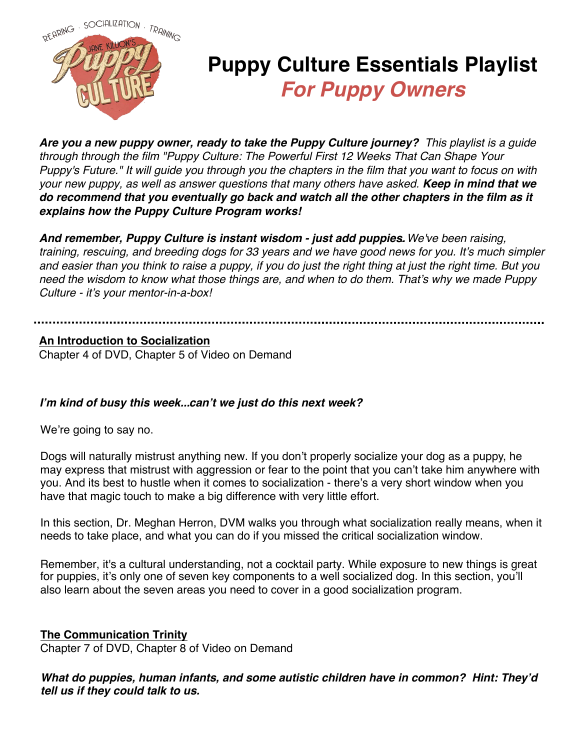# Puppy Culture Essentials Playlist

## *For Puppy Owners*

***Are you a new puppy owner, ready to take the Puppy Culture journey?*** *This playlist is a guide through through the film "Puppy Culture: The Powerful First 12 Weeks That Can Shape Your Puppy's Future." It will guide you through you the chapters in the film that you want to focus on with your new puppy, as well as answer questions that many others have asked.* ***Keep in mind that we do recommend that you eventually go back and watch all the other chapters in the film as it explains how the Puppy Culture Program works!***

***And remember, Puppy Culture is instant wisdom - just add puppies.*** *We've been raising, training, rescuing, and breeding dogs for 33 years and we have good news for you. It's much simpler and easier than you think to raise a puppy, if you do just the right thing at just the right time. But you need the wisdom to know what those things are, and when to do them. That's why we made Puppy Culture - it's your mentor-in-a-box!*

---

**An Introduction to Socialization**
Chapter 4 of DVD, Chapter 5 of Video on Demand

***I'm kind of busy this week...can't we just do this next week?***

We're going to say no.

Dogs will naturally mistrust anything new. If you don't properly socialize your dog as a puppy, he may express that mistrust with aggression or fear to the point that you can't take him anywhere with you. And its best to hustle when it comes to socialization - there's a very short window when you have that magic touch to make a big difference with very little effort.

In this section, Dr. Meghan Herron, DVM walks you through what socialization really means, when it needs to take place, and what you can do if you missed the critical socialization window.

Remember, it's a cultural understanding, not a cocktail party. While exposure to new things is great for puppies, it's only one of seven key components to a well socialized dog. In this section, you'll also learn about the seven areas you need to cover in a good socialization program.

**The Communication Trinity**
Chapter 7 of DVD, Chapter 8 of Video on Demand

***What do puppies, human infants, and some autistic children have in common? Hint: They'd tell us if they could talk to us.***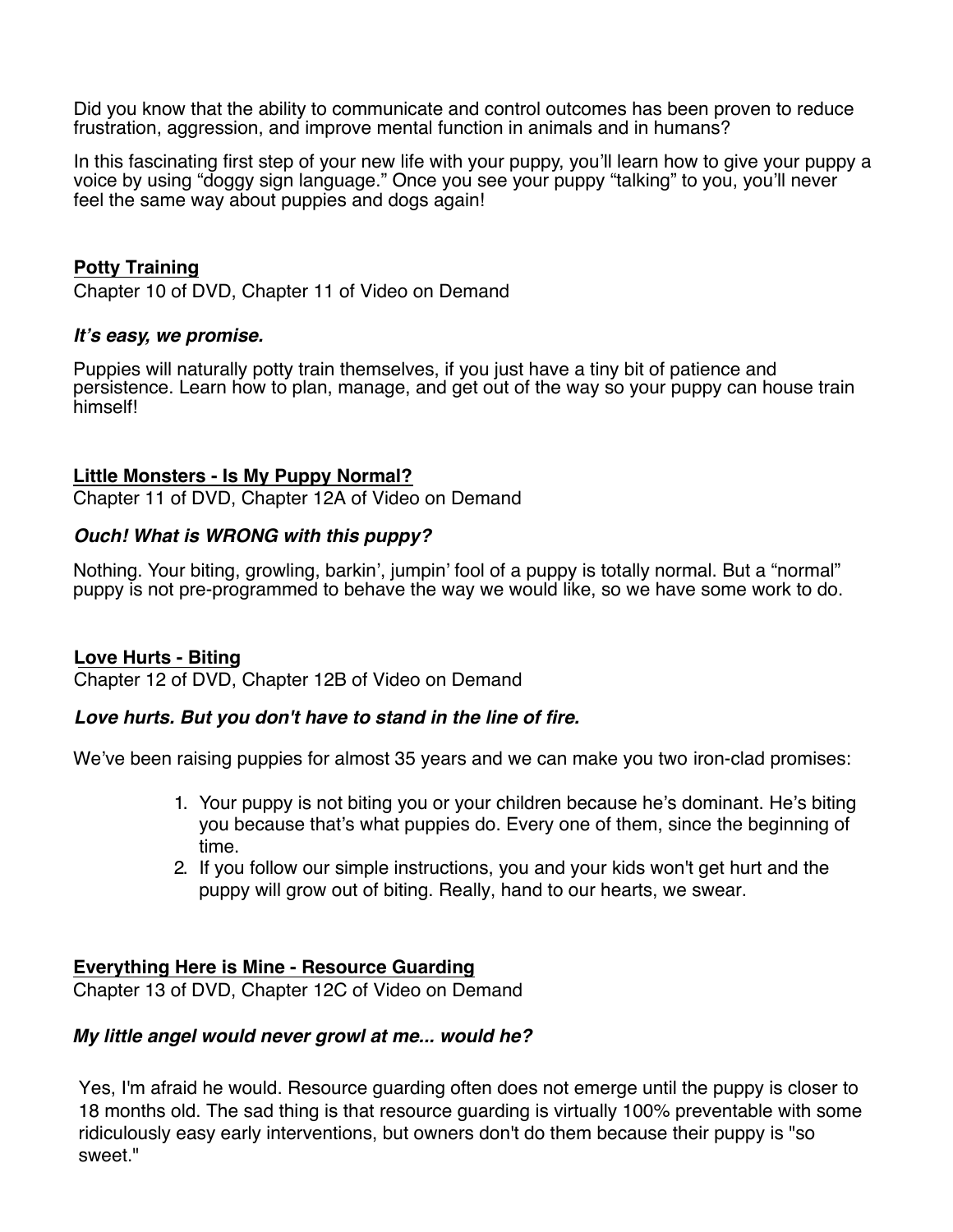Did you know that the ability to communicate and control outcomes has been proven to reduce frustration, aggression, and improve mental function in animals and in humans?

In this fascinating first step of your new life with your puppy, you'll learn how to give your puppy a voice by using "doggy sign language." Once you see your puppy "talking" to you, you'll never feel the same way about puppies and dogs again!

## Potty Training

Chapter 10 of DVD, Chapter 11 of Video on Demand

***It's easy, we promise.***

Puppies will naturally potty train themselves, if you just have a tiny bit of patience and persistence. Learn how to plan, manage, and get out of the way so your puppy can house train himself!

## Little Monsters - Is My Puppy Normal?

Chapter 11 of DVD, Chapter 12A of Video on Demand

***Ouch! What is WRONG with this puppy?***

Nothing. Your biting, growling, barkin', jumpin' fool of a puppy is totally normal. But a "normal" puppy is not pre-programmed to behave the way we would like, so we have some work to do.

## Love Hurts - Biting

Chapter 12 of DVD, Chapter 12B of Video on Demand

***Love hurts. But you don't have to stand in the line of fire.***

We've been raising puppies for almost 35 years and we can make you two iron-clad promises:

1. Your puppy is not biting you or your children because he's dominant. He's biting you because that's what puppies do. Every one of them, since the beginning of time.
2. If you follow our simple instructions, you and your kids won't get hurt and the puppy will grow out of biting. Really, hand to our hearts, we swear.

## Everything Here is Mine - Resource Guarding

Chapter 13 of DVD, Chapter 12C of Video on Demand

***My little angel would never growl at me... would he?***

Yes, I'm afraid he would. Resource guarding often does not emerge until the puppy is closer to 18 months old. The sad thing is that resource guarding is virtually 100% preventable with some ridiculously easy early interventions, but owners don't do them because their puppy is "so sweet."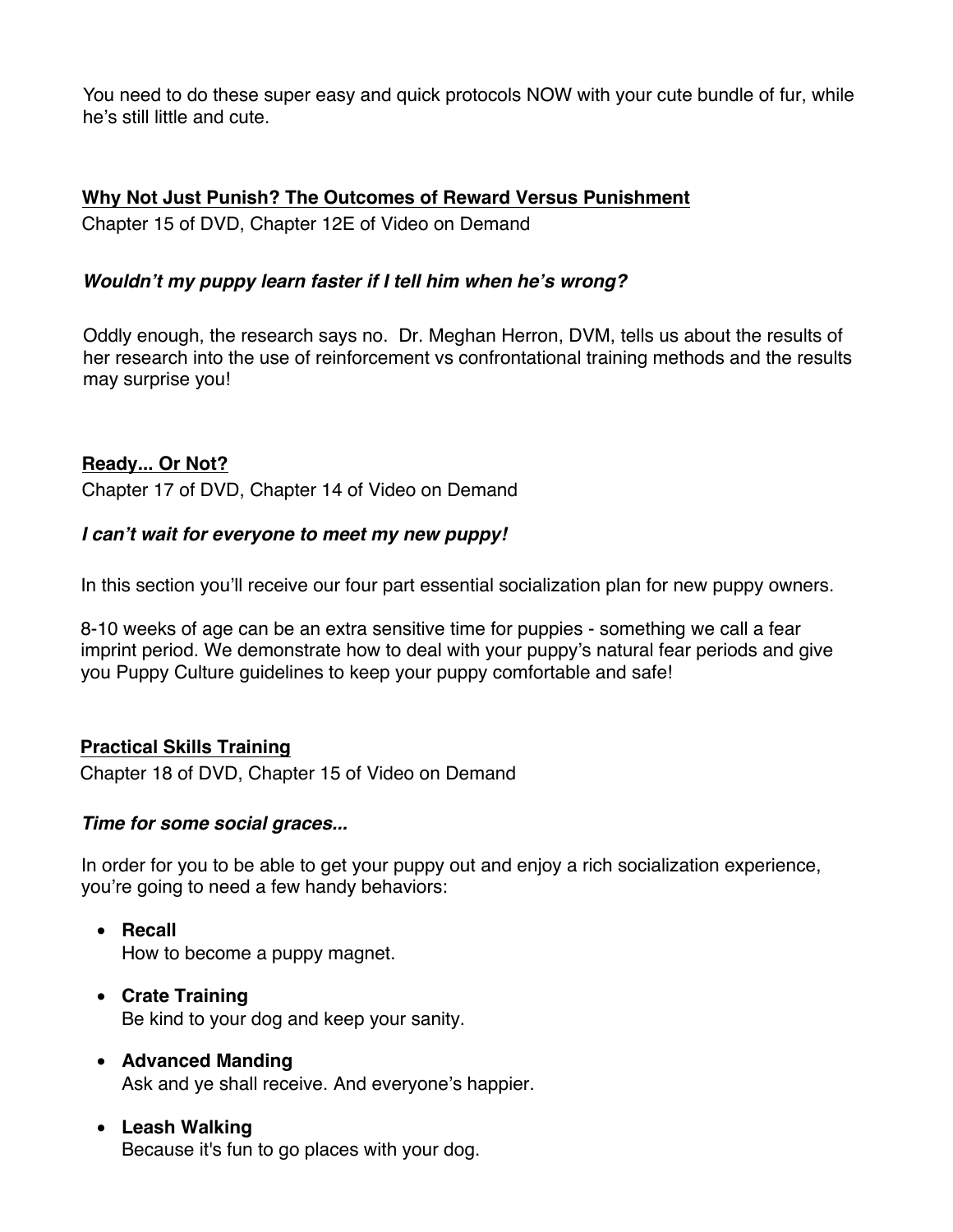You need to do these super easy and quick protocols NOW with your cute bundle of fur, while he's still little and cute.

## Why Not Just Punish? The Outcomes of Reward Versus Punishment

Chapter 15 of DVD, Chapter 12E of Video on Demand

***Wouldn't my puppy learn faster if I tell him when he's wrong?***

Oddly enough, the research says no. Dr. Meghan Herron, DVM, tells us about the results of her research into the use of reinforcement vs confrontational training methods and the results may surprise you!

## Ready... Or Not?

Chapter 17 of DVD, Chapter 14 of Video on Demand

***I can't wait for everyone to meet my new puppy!***

In this section you'll receive our four part essential socialization plan for new puppy owners.

8-10 weeks of age can be an extra sensitive time for puppies - something we call a fear imprint period. We demonstrate how to deal with your puppy's natural fear periods and give you Puppy Culture guidelines to keep your puppy comfortable and safe!

## Practical Skills Training

Chapter 18 of DVD, Chapter 15 of Video on Demand

***Time for some social graces...***

In order for you to be able to get your puppy out and enjoy a rich socialization experience, you're going to need a few handy behaviors:

- **Recall**
  How to become a puppy magnet.
- **Crate Training**
  Be kind to your dog and keep your sanity.
- **Advanced Manding**
  Ask and ye shall receive. And everyone's happier.
- **Leash Walking**
  Because it's fun to go places with your dog.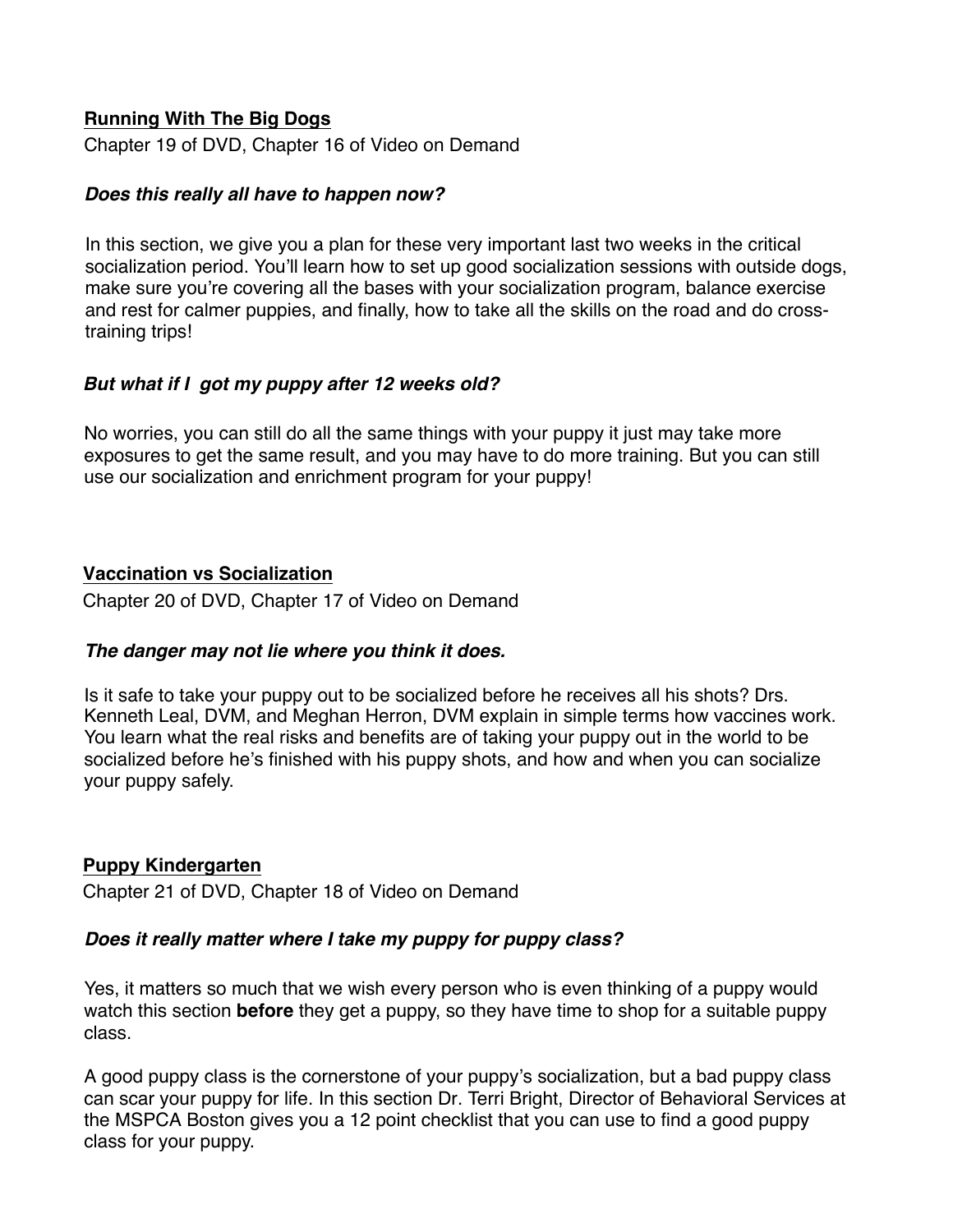## Running With The Big Dogs

Chapter 19 of DVD, Chapter 16 of Video on Demand

### *Does this really all have to happen now?*

In this section, we give you a plan for these very important last two weeks in the critical socialization period. You'll learn how to set up good socialization sessions with outside dogs, make sure you're covering all the bases with your socialization program, balance exercise and rest for calmer puppies, and finally, how to take all the skills on the road and do cross-training trips!

### *But what if I  got my puppy after 12 weeks old?*

No worries, you can still do all the same things with your puppy it just may take more exposures to get the same result, and you may have to do more training. But you can still use our socialization and enrichment program for your puppy!

## Vaccination vs Socialization

Chapter 20 of DVD, Chapter 17 of Video on Demand

### *The danger may not lie where you think it does.*

Is it safe to take your puppy out to be socialized before he receives all his shots? Drs. Kenneth Leal, DVM, and Meghan Herron, DVM explain in simple terms how vaccines work. You learn what the real risks and benefits are of taking your puppy out in the world to be socialized before he's finished with his puppy shots, and how and when you can socialize your puppy safely.

## Puppy Kindergarten

Chapter 21 of DVD, Chapter 18 of Video on Demand

### *Does it really matter where I take my puppy for puppy class?*

Yes, it matters so much that we wish every person who is even thinking of a puppy would watch this section **before** they get a puppy, so they have time to shop for a suitable puppy class.

A good puppy class is the cornerstone of your puppy's socialization, but a bad puppy class can scar your puppy for life. In this section Dr. Terri Bright, Director of Behavioral Services at the MSPCA Boston gives you a 12 point checklist that you can use to find a good puppy class for your puppy.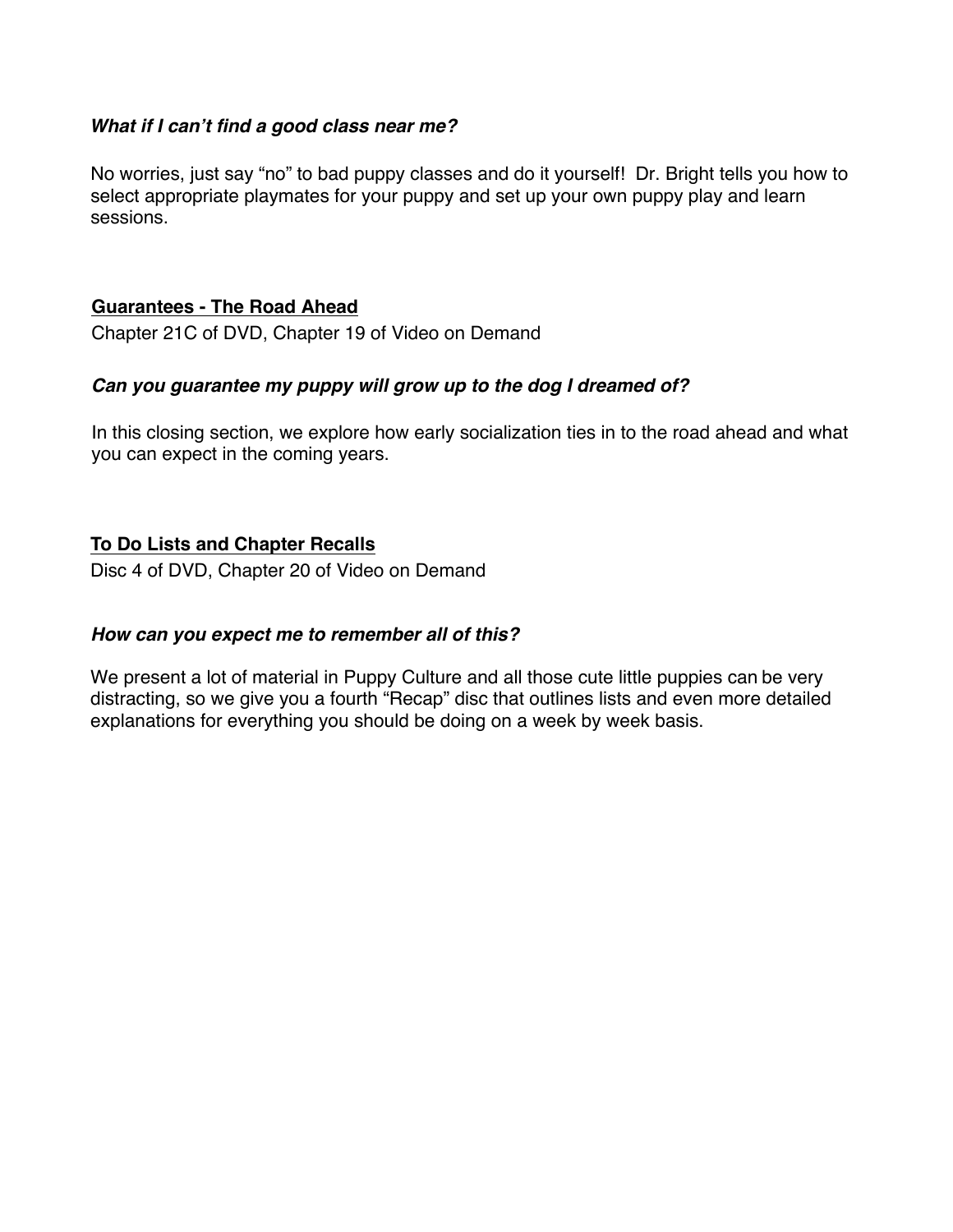***What if I can't find a good class near me?***

No worries, just say "no" to bad puppy classes and do it yourself! Dr. Bright tells you how to select appropriate playmates for your puppy and set up your own puppy play and learn sessions.

## Guarantees - The Road Ahead

Chapter 21C of DVD, Chapter 19 of Video on Demand

***Can you guarantee my puppy will grow up to the dog I dreamed of?***

In this closing section, we explore how early socialization ties in to the road ahead and what you can expect in the coming years.

## To Do Lists and Chapter Recalls

Disc 4 of DVD, Chapter 20 of Video on Demand

***How can you expect me to remember all of this?***

We present a lot of material in Puppy Culture and all those cute little puppies can be very distracting, so we give you a fourth "Recap" disc that outlines lists and even more detailed explanations for everything you should be doing on a week by week basis.